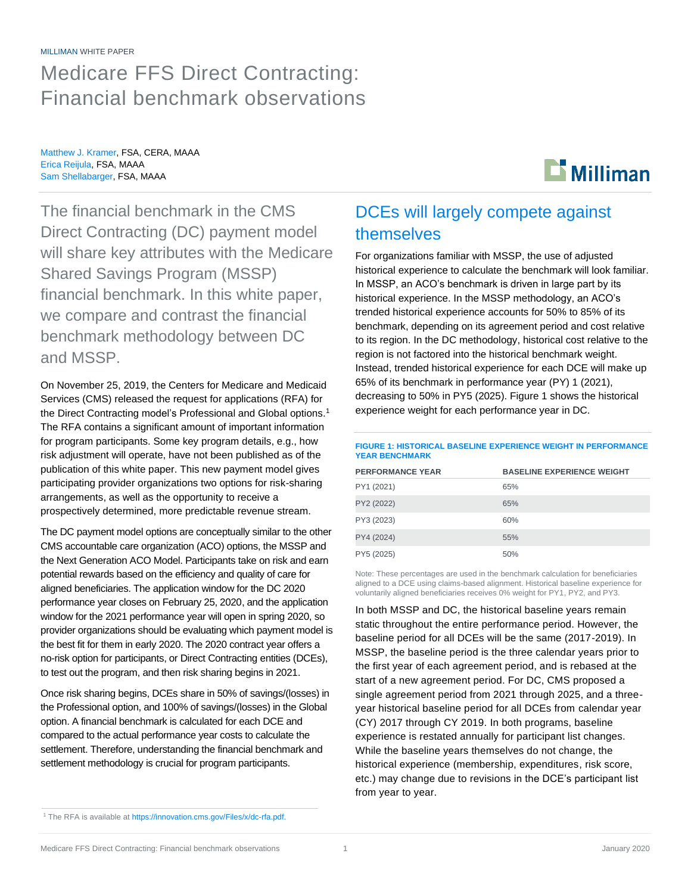MILLIMAN WHITE PAPER

# Medicare FFS Direct Contracting: Financial benchmark observations

Matthew J. Kramer, FSA, CERA, MAAA
Erica Reijula, FSA, MAAA
Sam Shellabarger, FSA, MAAA

The financial benchmark in the CMS Direct Contracting (DC) payment model will share key attributes with the Medicare Shared Savings Program (MSSP) financial benchmark. In this white paper, we compare and contrast the financial benchmark methodology between DC and MSSP.

On November 25, 2019, the Centers for Medicare and Medicaid Services (CMS) released the request for applications (RFA) for the Direct Contracting model's Professional and Global options.[1] The RFA contains a significant amount of important information for program participants. Some key program details, e.g., how risk adjustment will operate, have not been published as of the publication of this white paper. This new payment model gives participating provider organizations two options for risk-sharing arrangements, as well as the opportunity to receive a prospectively determined, more predictable revenue stream.

The DC payment model options are conceptually similar to the other CMS accountable care organization (ACO) options, the MSSP and the Next Generation ACO Model. Participants take on risk and earn potential rewards based on the efficiency and quality of care for aligned beneficiaries. The application window for the DC 2020 performance year closes on February 25, 2020, and the application window for the 2021 performance year will open in spring 2020, so provider organizations should be evaluating which payment model is the best fit for them in early 2020. The 2020 contract year offers a no-risk option for participants, or Direct Contracting entities (DCEs), to test out the program, and then risk sharing begins in 2021.

Once risk sharing begins, DCEs share in 50% of savings/(losses) in the Professional option, and 100% of savings/(losses) in the Global option. A financial benchmark is calculated for each DCE and compared to the actual performance year costs to calculate the settlement. Therefore, understanding the financial benchmark and settlement methodology is crucial for program participants.

## DCEs will largely compete against themselves

For organizations familiar with MSSP, the use of adjusted historical experience to calculate the benchmark will look familiar. In MSSP, an ACO's benchmark is driven in large part by its historical experience. In the MSSP methodology, an ACO's trended historical experience accounts for 50% to 85% of its benchmark, depending on its agreement period and cost relative to its region. In the DC methodology, historical cost relative to the region is not factored into the historical benchmark weight. Instead, trended historical experience for each DCE will make up 65% of its benchmark in performance year (PY) 1 (2021), decreasing to 50% in PY5 (2025). Figure 1 shows the historical experience weight for each performance year in DC.

**FIGURE 1: HISTORICAL BASELINE EXPERIENCE WEIGHT IN PERFORMANCE YEAR BENCHMARK**

| PERFORMANCE YEAR | BASELINE EXPERIENCE WEIGHT |
|---|---|
| PY1 (2021) | 65% |
| PY2 (2022) | 65% |
| PY3 (2023) | 60% |
| PY4 (2024) | 55% |
| PY5 (2025) | 50% |

Note: These percentages are used in the benchmark calculation for beneficiaries aligned to a DCE using claims-based alignment. Historical baseline experience for voluntarily aligned beneficiaries receives 0% weight for PY1, PY2, and PY3.

In both MSSP and DC, the historical baseline years remain static throughout the entire performance period. However, the baseline period for all DCEs will be the same (2017-2019). In MSSP, the baseline period is the three calendar years prior to the first year of each agreement period, and is rebased at the start of a new agreement period. For DC, CMS proposed a single agreement period from 2021 through 2025, and a three-year historical baseline period for all DCEs from calendar year (CY) 2017 through CY 2019. In both programs, baseline experience is restated annually for participant list changes. While the baseline years themselves do not change, the historical experience (membership, expenditures, risk score, etc.) may change due to revisions in the DCE's participant list from year to year.

[1] The RFA is available at https://innovation.cms.gov/Files/x/dc-rfa.pdf.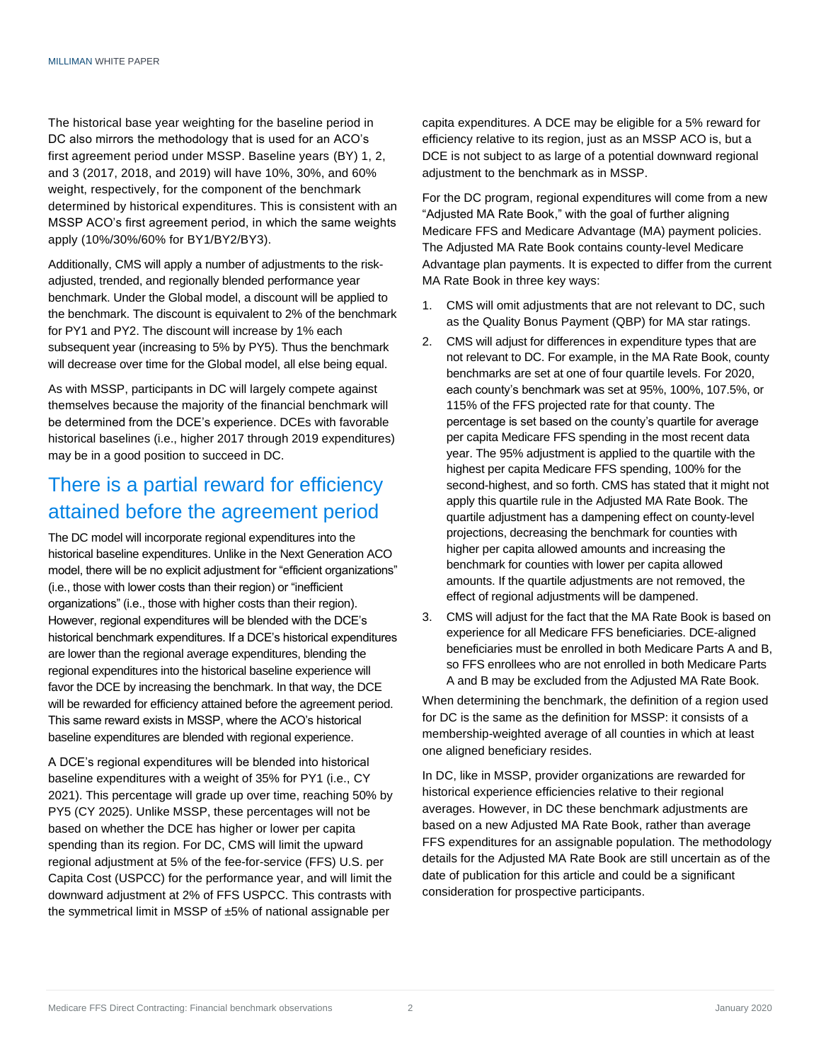The historical base year weighting for the baseline period in DC also mirrors the methodology that is used for an ACO's first agreement period under MSSP. Baseline years (BY) 1, 2, and 3 (2017, 2018, and 2019) will have 10%, 30%, and 60% weight, respectively, for the component of the benchmark determined by historical expenditures. This is consistent with an MSSP ACO's first agreement period, in which the same weights apply (10%/30%/60% for BY1/BY2/BY3).

Additionally, CMS will apply a number of adjustments to the risk-adjusted, trended, and regionally blended performance year benchmark. Under the Global model, a discount will be applied to the benchmark. The discount is equivalent to 2% of the benchmark for PY1 and PY2. The discount will increase by 1% each subsequent year (increasing to 5% by PY5). Thus the benchmark will decrease over time for the Global model, all else being equal.

As with MSSP, participants in DC will largely compete against themselves because the majority of the financial benchmark will be determined from the DCE's experience. DCEs with favorable historical baselines (i.e., higher 2017 through 2019 expenditures) may be in a good position to succeed in DC.

## There is a partial reward for efficiency attained before the agreement period

The DC model will incorporate regional expenditures into the historical baseline expenditures. Unlike in the Next Generation ACO model, there will be no explicit adjustment for "efficient organizations" (i.e., those with lower costs than their region) or "inefficient organizations" (i.e., those with higher costs than their region). However, regional expenditures will be blended with the DCE's historical benchmark expenditures. If a DCE's historical expenditures are lower than the regional average expenditures, blending the regional expenditures into the historical baseline experience will favor the DCE by increasing the benchmark. In that way, the DCE will be rewarded for efficiency attained before the agreement period. This same reward exists in MSSP, where the ACO's historical baseline expenditures are blended with regional experience.

A DCE's regional expenditures will be blended into historical baseline expenditures with a weight of 35% for PY1 (i.e., CY 2021). This percentage will grade up over time, reaching 50% by PY5 (CY 2025). Unlike MSSP, these percentages will not be based on whether the DCE has higher or lower per capita spending than its region. For DC, CMS will limit the upward regional adjustment at 5% of the fee-for-service (FFS) U.S. per Capita Cost (USPCC) for the performance year, and will limit the downward adjustment at 2% of FFS USPCC. This contrasts with the symmetrical limit in MSSP of ±5% of national assignable per capita expenditures. A DCE may be eligible for a 5% reward for efficiency relative to its region, just as an MSSP ACO is, but a DCE is not subject to as large of a potential downward regional adjustment to the benchmark as in MSSP.

For the DC program, regional expenditures will come from a new "Adjusted MA Rate Book," with the goal of further aligning Medicare FFS and Medicare Advantage (MA) payment policies. The Adjusted MA Rate Book contains county-level Medicare Advantage plan payments. It is expected to differ from the current MA Rate Book in three key ways:

1. CMS will omit adjustments that are not relevant to DC, such as the Quality Bonus Payment (QBP) for MA star ratings.
2. CMS will adjust for differences in expenditure types that are not relevant to DC. For example, in the MA Rate Book, county benchmarks are set at one of four quartile levels. For 2020, each county's benchmark was set at 95%, 100%, 107.5%, or 115% of the FFS projected rate for that county. The percentage is set based on the county's quartile for average per capita Medicare FFS spending in the most recent data year. The 95% adjustment is applied to the quartile with the highest per capita Medicare FFS spending, 100% for the second-highest, and so forth. CMS has stated that it might not apply this quartile rule in the Adjusted MA Rate Book. The quartile adjustment has a dampening effect on county-level projections, decreasing the benchmark for counties with higher per capita allowed amounts and increasing the benchmark for counties with lower per capita allowed amounts. If the quartile adjustments are not removed, the effect of regional adjustments will be dampened.
3. CMS will adjust for the fact that the MA Rate Book is based on experience for all Medicare FFS beneficiaries. DCE-aligned beneficiaries must be enrolled in both Medicare Parts A and B, so FFS enrollees who are not enrolled in both Medicare Parts A and B may be excluded from the Adjusted MA Rate Book.

When determining the benchmark, the definition of a region used for DC is the same as the definition for MSSP: it consists of a membership-weighted average of all counties in which at least one aligned beneficiary resides.

In DC, like in MSSP, provider organizations are rewarded for historical experience efficiencies relative to their regional averages. However, in DC these benchmark adjustments are based on a new Adjusted MA Rate Book, rather than average FFS expenditures for an assignable population. The methodology details for the Adjusted MA Rate Book are still uncertain as of the date of publication for this article and could be a significant consideration for prospective participants.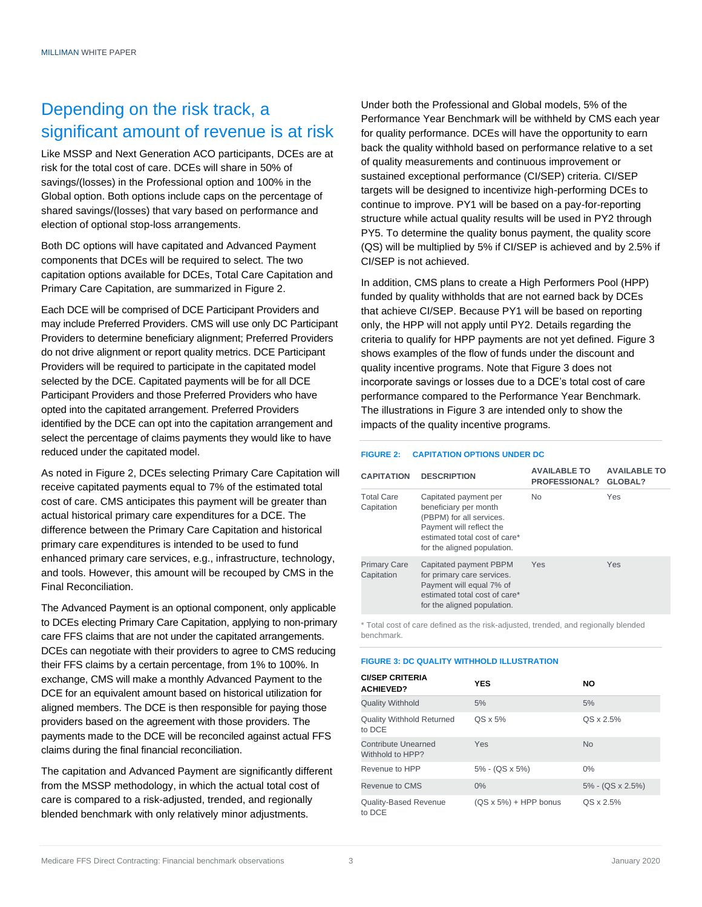## Depending on the risk track, a significant amount of revenue is at risk

Like MSSP and Next Generation ACO participants, DCEs are at risk for the total cost of care. DCEs will share in 50% of savings/(losses) in the Professional option and 100% in the Global option. Both options include caps on the percentage of shared savings/(losses) that vary based on performance and election of optional stop-loss arrangements.

Both DC options will have capitated and Advanced Payment components that DCEs will be required to select. The two capitation options available for DCEs, Total Care Capitation and Primary Care Capitation, are summarized in Figure 2.

Each DCE will be comprised of DCE Participant Providers and may include Preferred Providers. CMS will use only DC Participant Providers to determine beneficiary alignment; Preferred Providers do not drive alignment or report quality metrics. DCE Participant Providers will be required to participate in the capitated model selected by the DCE. Capitated payments will be for all DCE Participant Providers and those Preferred Providers who have opted into the capitated arrangement. Preferred Providers identified by the DCE can opt into the capitation arrangement and select the percentage of claims payments they would like to have reduced under the capitated model.

As noted in Figure 2, DCEs selecting Primary Care Capitation will receive capitated payments equal to 7% of the estimated total cost of care. CMS anticipates this payment will be greater than actual historical primary care expenditures for a DCE. The difference between the Primary Care Capitation and historical primary care expenditures is intended to be used to fund enhanced primary care services, e.g., infrastructure, technology, and tools. However, this amount will be recouped by CMS in the Final Reconciliation.

The Advanced Payment is an optional component, only applicable to DCEs electing Primary Care Capitation, applying to non-primary care FFS claims that are not under the capitated arrangements. DCEs can negotiate with their providers to agree to CMS reducing their FFS claims by a certain percentage, from 1% to 100%. In exchange, CMS will make a monthly Advanced Payment to the DCE for an equivalent amount based on historical utilization for aligned members. The DCE is then responsible for paying those providers based on the agreement with those providers. The payments made to the DCE will be reconciled against actual FFS claims during the final financial reconciliation.

The capitation and Advanced Payment are significantly different from the MSSP methodology, in which the actual total cost of care is compared to a risk-adjusted, trended, and regionally blended benchmark with only relatively minor adjustments.

Under both the Professional and Global models, 5% of the Performance Year Benchmark will be withheld by CMS each year for quality performance. DCEs will have the opportunity to earn back the quality withhold based on performance relative to a set of quality measurements and continuous improvement or sustained exceptional performance (CI/SEP) criteria. CI/SEP targets will be designed to incentivize high-performing DCEs to continue to improve. PY1 will be based on a pay-for-reporting structure while actual quality results will be used in PY2 through PY5. To determine the quality bonus payment, the quality score (QS) will be multiplied by 5% if CI/SEP is achieved and by 2.5% if CI/SEP is not achieved.

In addition, CMS plans to create a High Performers Pool (HPP) funded by quality withholds that are not earned back by DCEs that achieve CI/SEP. Because PY1 will be based on reporting only, the HPP will not apply until PY2. Details regarding the criteria to qualify for HPP payments are not yet defined. Figure 3 shows examples of the flow of funds under the discount and quality incentive programs. Note that Figure 3 does not incorporate savings or losses due to a DCE's total cost of care performance compared to the Performance Year Benchmark. The illustrations in Figure 3 are intended only to show the impacts of the quality incentive programs.

**FIGURE 2: CAPITATION OPTIONS UNDER DC**

| CAPITATION | DESCRIPTION | AVAILABLE TO PROFESSIONAL? | AVAILABLE TO GLOBAL? |
|---|---|---|---|
| Total Care Capitation | Capitated payment per beneficiary per month (PBPM) for all services. Payment will reflect the estimated total cost of care* for the aligned population. | No | Yes |
| Primary Care Capitation | Capitated payment PBPM for primary care services. Payment will equal 7% of estimated total cost of care* for the aligned population. | Yes | Yes |

\* Total cost of care defined as the risk-adjusted, trended, and regionally blended benchmark.

**FIGURE 3: DC QUALITY WITHHOLD ILLUSTRATION**

| CI/SEP CRITERIA ACHIEVED? | YES | NO |
|---|---|---|
| Quality Withhold | 5% | 5% |
| Quality Withhold Returned to DCE | QS x 5% | QS x 2.5% |
| Contribute Unearned Withhold to HPP? | Yes | No |
| Revenue to HPP | 5% - (QS x 5%) | 0% |
| Revenue to CMS | 0% | 5% - (QS x 2.5%) |
| Quality-Based Revenue to DCE | (QS x 5%) + HPP bonus | QS x 2.5% |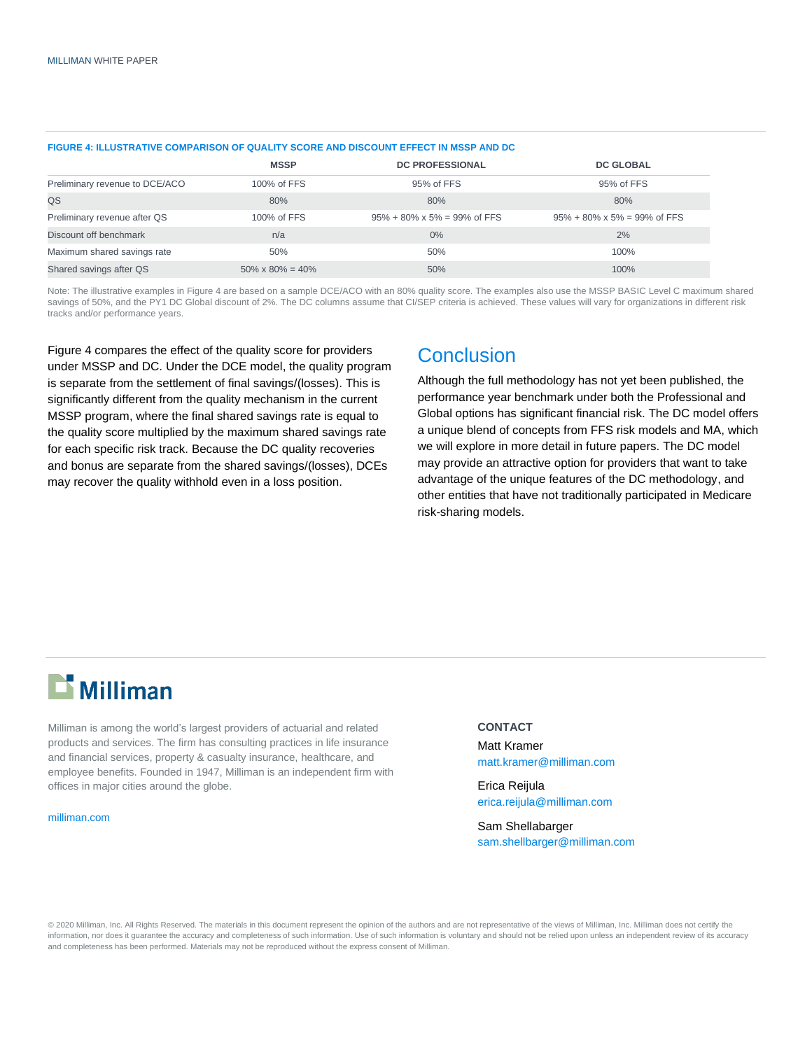**FIGURE 4: ILLUSTRATIVE COMPARISON OF QUALITY SCORE AND DISCOUNT EFFECT IN MSSP AND DC**

| | MSSP | DC PROFESSIONAL | DC GLOBAL |
|---|---|---|---|
| Preliminary revenue to DCE/ACO | 100% of FFS | 95% of FFS | 95% of FFS |
| QS | 80% | 80% | 80% |
| Preliminary revenue after QS | 100% of FFS | 95% + 80% x 5% = 99% of FFS | 95% + 80% x 5% = 99% of FFS |
| Discount off benchmark | n/a | 0% | 2% |
| Maximum shared savings rate | 50% | 50% | 100% |
| Shared savings after QS | 50% x 80% = 40% | 50% | 100% |

Note: The illustrative examples in Figure 4 are based on a sample DCE/ACO with an 80% quality score. The examples also use the MSSP BASIC Level C maximum shared savings of 50%, and the PY1 DC Global discount of 2%. The DC columns assume that CI/SEP criteria is achieved. These values will vary for organizations in different risk tracks and/or performance years.

Figure 4 compares the effect of the quality score for providers under MSSP and DC. Under the DCE model, the quality program is separate from the settlement of final savings/(losses). This is significantly different from the quality mechanism in the current MSSP program, where the final shared savings rate is equal to the quality score multiplied by the maximum shared savings rate for each specific risk track. Because the DC quality recoveries and bonus are separate from the shared savings/(losses), DCEs may recover the quality withhold even in a loss position.

## Conclusion

Although the full methodology has not yet been published, the performance year benchmark under both the Professional and Global options has significant financial risk. The DC model offers a unique blend of concepts from FFS risk models and MA, which we will explore in more detail in future papers. The DC model may provide an attractive option for providers that want to take advantage of the unique features of the DC methodology, and other entities that have not traditionally participated in Medicare risk-sharing models.

Milliman

Milliman is among the world's largest providers of actuarial and related products and services. The firm has consulting practices in life insurance and financial services, property & casualty insurance, healthcare, and employee benefits. Founded in 1947, Milliman is an independent firm with offices in major cities around the globe.

milliman.com

**CONTACT**

Matt Kramer
matt.kramer@milliman.com

Erica Reijula
erica.reijula@milliman.com

Sam Shellabarger
sam.shellbarger@milliman.com

© 2020 Milliman, Inc. All Rights Reserved. The materials in this document represent the opinion of the authors and are not representative of the views of Milliman, Inc. Milliman does not certify the information, nor does it guarantee the accuracy and completeness of such information. Use of such information is voluntary and should not be relied upon unless an independent review of its accuracy and completeness has been performed. Materials may not be reproduced without the express consent of Milliman.